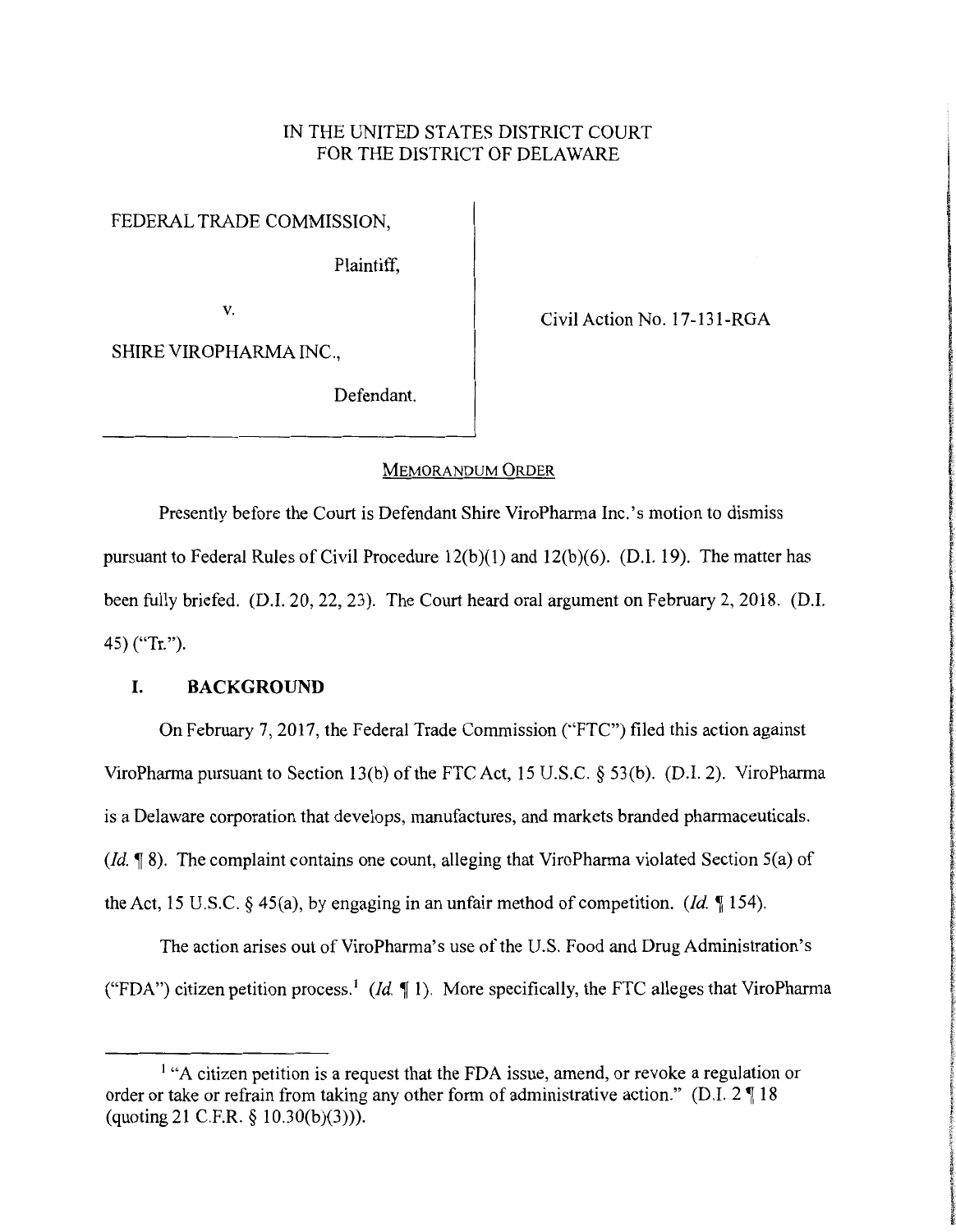IN THE UNITED STATES DISTRICT COURT
FOR THE DISTRICT OF DELAWARE

FEDERAL TRADE COMMISSION,

Plaintiff,

v.

SHIRE VIROPHARMA INC.,

Defendant.

Civil Action No. 17-131-RGA

MEMORANDUM ORDER

Presently before the Court is Defendant Shire ViroPharma Inc.'s motion to dismiss pursuant to Federal Rules of Civil Procedure 12(b)(1) and 12(b)(6). (D.I. 19). The matter has been fully briefed. (D.I. 20, 22, 23). The Court heard oral argument on February 2, 2018. (D.I. 45) ("Tr.").

## I. BACKGROUND

On February 7, 2017, the Federal Trade Commission ("FTC") filed this action against ViroPharma pursuant to Section 13(b) of the FTC Act, 15 U.S.C. § 53(b). (D.I. 2). ViroPharma is a Delaware corporation that develops, manufactures, and markets branded pharmaceuticals. (*Id.* ¶ 8). The complaint contains one count, alleging that ViroPharma violated Section 5(a) of the Act, 15 U.S.C. § 45(a), by engaging in an unfair method of competition. (*Id.* ¶ 154).

The action arises out of ViroPharma's use of the U.S. Food and Drug Administration's ("FDA") citizen petition process.[1] (*Id.* ¶ 1). More specifically, the FTC alleges that ViroPharma

[1] "A citizen petition is a request that the FDA issue, amend, or revoke a regulation or order or take or refrain from taking any other form of administrative action." (D.I. 2 ¶ 18 (quoting 21 C.F.R. § 10.30(b)(3))).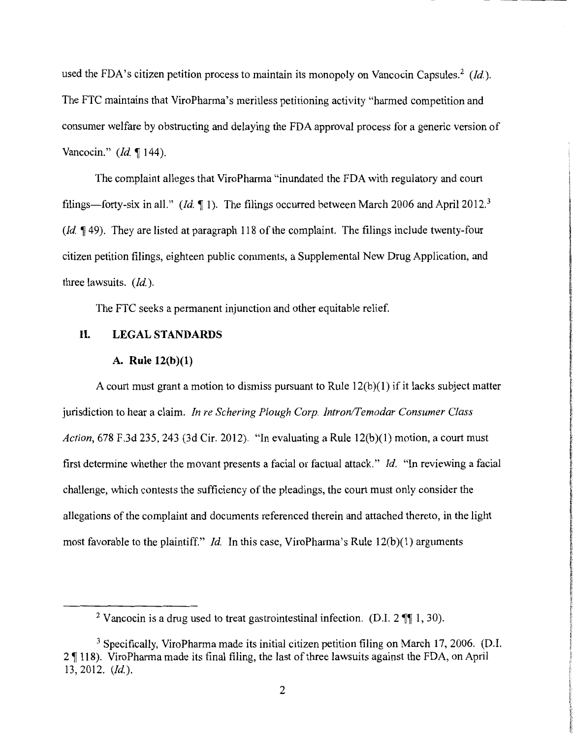used the FDA's citizen petition process to maintain its monopoly on Vancocin Capsules.[2] (*Id.*). The FTC maintains that ViroPharma's meritless petitioning activity "harmed competition and consumer welfare by obstructing and delaying the FDA approval process for a generic version of Vancocin." (*Id.* ¶ 144).

The complaint alleges that ViroPharma "inundated the FDA with regulatory and court filings—forty-six in all." (*Id.* ¶ 1). The filings occurred between March 2006 and April 2012.[3] (*Id.* ¶ 49). They are listed at paragraph 118 of the complaint. The filings include twenty-four citizen petition filings, eighteen public comments, a Supplemental New Drug Application, and three lawsuits. (*Id.*).

The FTC seeks a permanent injunction and other equitable relief.

## II. LEGAL STANDARDS

### A. Rule 12(b)(1)

A court must grant a motion to dismiss pursuant to Rule 12(b)(1) if it lacks subject matter jurisdiction to hear a claim. *In re Schering Plough Corp. Intron/Temodar Consumer Class Action*, 678 F.3d 235, 243 (3d Cir. 2012). "In evaluating a Rule 12(b)(1) motion, a court must first determine whether the movant presents a facial or factual attack." *Id.* "In reviewing a facial challenge, which contests the sufficiency of the pleadings, the court must only consider the allegations of the complaint and documents referenced therein and attached thereto, in the light most favorable to the plaintiff." *Id.* In this case, ViroPharma's Rule 12(b)(1) arguments

---

[2] Vancocin is a drug used to treat gastrointestinal infection. (D.I. 2 ¶¶ 1, 30).

[3] Specifically, ViroPharma made its initial citizen petition filing on March 17, 2006. (D.I. 2 ¶ 118). ViroPharma made its final filing, the last of three lawsuits against the FDA, on April 13, 2012. (*Id.*).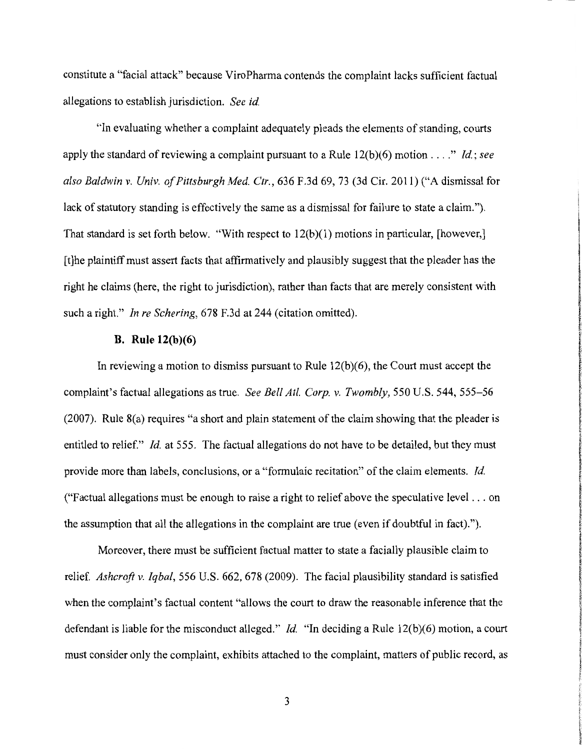constitute a "facial attack" because ViroPharma contends the complaint lacks sufficient factual allegations to establish jurisdiction. *See id.*

"In evaluating whether a complaint adequately pleads the elements of standing, courts apply the standard of reviewing a complaint pursuant to a Rule 12(b)(6) motion . . . ." *Id.*; *see also Baldwin v. Univ. of Pittsburgh Med. Ctr.*, 636 F.3d 69, 73 (3d Cir. 2011) ("A dismissal for lack of statutory standing is effectively the same as a dismissal for failure to state a claim."). That standard is set forth below. "With respect to 12(b)(1) motions in particular, [however,] [t]he plaintiff must assert facts that affirmatively and plausibly suggest that the pleader has the right he claims (here, the right to jurisdiction), rather than facts that are merely consistent with such a right." *In re Schering*, 678 F.3d at 244 (citation omitted).

### B. Rule 12(b)(6)

In reviewing a motion to dismiss pursuant to Rule 12(b)(6), the Court must accept the complaint's factual allegations as true. *See Bell Atl. Corp. v. Twombly*, 550 U.S. 544, 555–56 (2007). Rule 8(a) requires "a short and plain statement of the claim showing that the pleader is entitled to relief." *Id.* at 555. The factual allegations do not have to be detailed, but they must provide more than labels, conclusions, or a "formulaic recitation" of the claim elements. *Id.* ("Factual allegations must be enough to raise a right to relief above the speculative level . . . on the assumption that all the allegations in the complaint are true (even if doubtful in fact).").

Moreover, there must be sufficient factual matter to state a facially plausible claim to relief. *Ashcroft v. Iqbal*, 556 U.S. 662, 678 (2009). The facial plausibility standard is satisfied when the complaint's factual content "allows the court to draw the reasonable inference that the defendant is liable for the misconduct alleged." *Id.* "In deciding a Rule 12(b)(6) motion, a court must consider only the complaint, exhibits attached to the complaint, matters of public record, as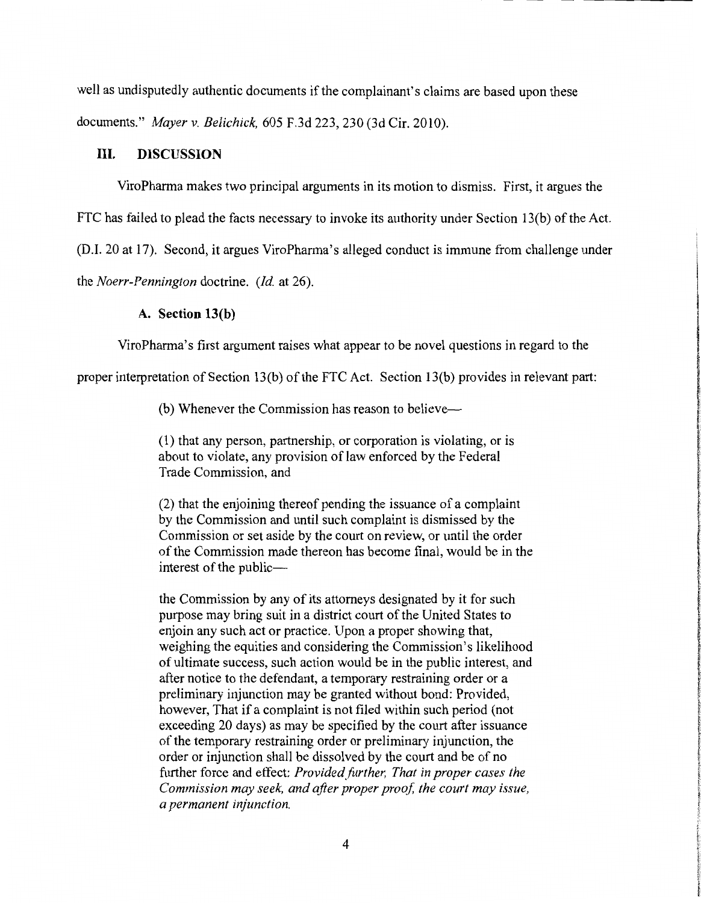well as undisputedly authentic documents if the complainant's claims are based upon these documents." *Mayer v. Belichick*, 605 F.3d 223, 230 (3d Cir. 2010).

## III. DISCUSSION

ViroPharma makes two principal arguments in its motion to dismiss. First, it argues the FTC has failed to plead the facts necessary to invoke its authority under Section 13(b) of the Act. (D.I. 20 at 17). Second, it argues ViroPharma's alleged conduct is immune from challenge under the *Noerr-Pennington* doctrine. (*Id.* at 26).

### A. Section 13(b)

ViroPharma's first argument raises what appear to be novel questions in regard to the proper interpretation of Section 13(b) of the FTC Act. Section 13(b) provides in relevant part:

> (b) Whenever the Commission has reason to believe—
>
> (1) that any person, partnership, or corporation is violating, or is about to violate, any provision of law enforced by the Federal Trade Commission, and
>
> (2) that the enjoining thereof pending the issuance of a complaint by the Commission and until such complaint is dismissed by the Commission or set aside by the court on review, or until the order of the Commission made thereon has become final, would be in the interest of the public—
>
> the Commission by any of its attorneys designated by it for such purpose may bring suit in a district court of the United States to enjoin any such act or practice. Upon a proper showing that, weighing the equities and considering the Commission's likelihood of ultimate success, such action would be in the public interest, and after notice to the defendant, a temporary restraining order or a preliminary injunction may be granted without bond: Provided, however, That if a complaint is not filed within such period (not exceeding 20 days) as may be specified by the court after issuance of the temporary restraining order or preliminary injunction, the order or injunction shall be dissolved by the court and be of no further force and effect: *Provided further, That in proper cases the Commission may seek, and after proper proof, the court may issue, a permanent injunction.*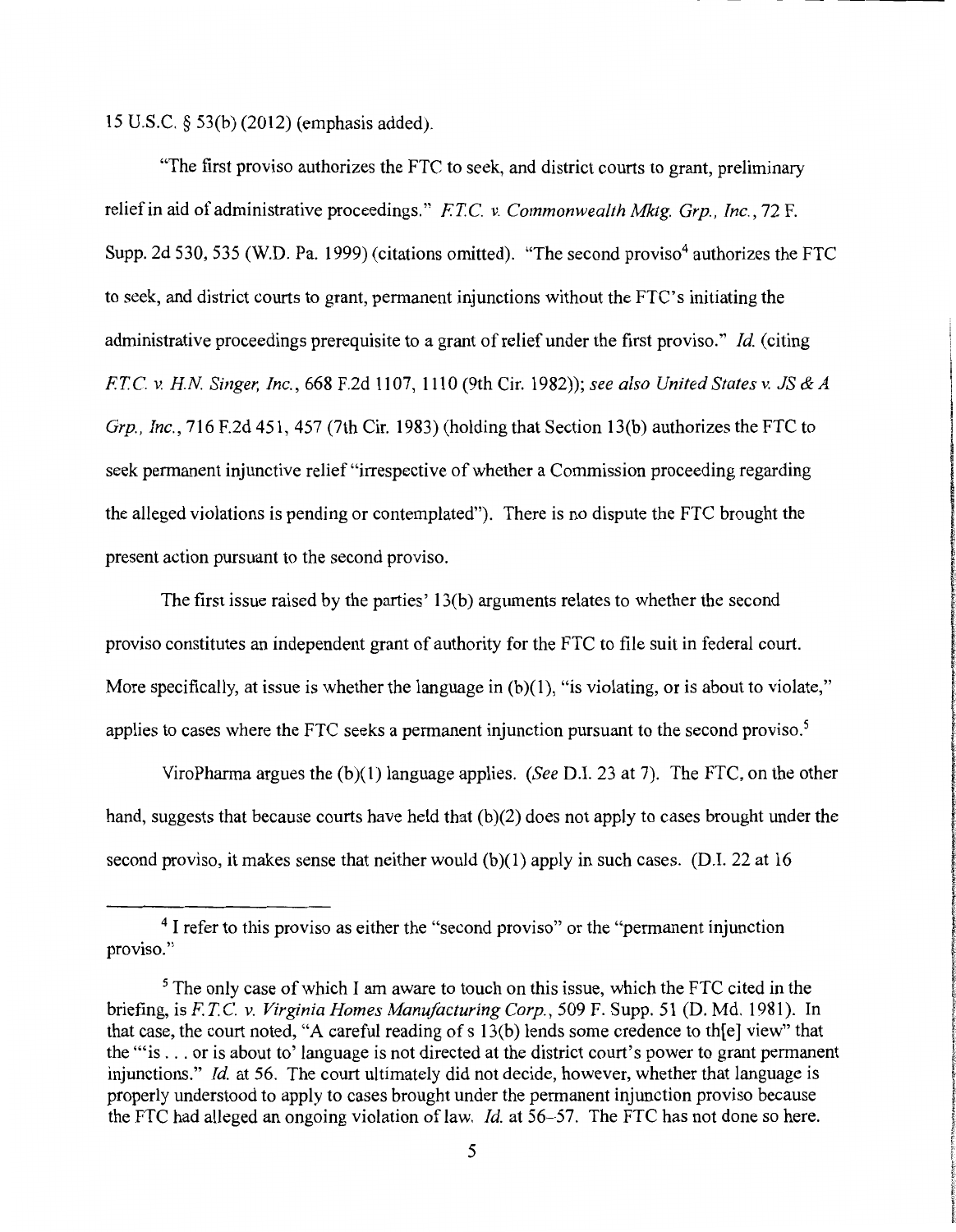15 U.S.C. § 53(b) (2012) (emphasis added).

"The first proviso authorizes the FTC to seek, and district courts to grant, preliminary relief in aid of administrative proceedings." *F.T.C. v. Commonwealth Mktg. Grp., Inc.*, 72 F. Supp. 2d 530, 535 (W.D. Pa. 1999) (citations omitted). "The second proviso[4] authorizes the FTC to seek, and district courts to grant, permanent injunctions without the FTC's initiating the administrative proceedings prerequisite to a grant of relief under the first proviso." *Id.* (citing *F.T.C. v. H.N. Singer, Inc.*, 668 F.2d 1107, 1110 (9th Cir. 1982)); *see also United States v. JS & A Grp., Inc.*, 716 F.2d 451, 457 (7th Cir. 1983) (holding that Section 13(b) authorizes the FTC to seek permanent injunctive relief "irrespective of whether a Commission proceeding regarding the alleged violations is pending or contemplated"). There is no dispute the FTC brought the present action pursuant to the second proviso.

The first issue raised by the parties' 13(b) arguments relates to whether the second proviso constitutes an independent grant of authority for the FTC to file suit in federal court. More specifically, at issue is whether the language in (b)(1), "is violating, or is about to violate," applies to cases where the FTC seeks a permanent injunction pursuant to the second proviso.[5]

ViroPharma argues the (b)(1) language applies. (*See* D.I. 23 at 7). The FTC, on the other hand, suggests that because courts have held that (b)(2) does not apply to cases brought under the second proviso, it makes sense that neither would (b)(1) apply in such cases. (D.I. 22 at 16

---

[4] I refer to this proviso as either the "second proviso" or the "permanent injunction proviso."

[5] The only case of which I am aware to touch on this issue, which the FTC cited in the briefing, is *F.T.C. v. Virginia Homes Manufacturing Corp.*, 509 F. Supp. 51 (D. Md. 1981). In that case, the court noted, "A careful reading of s 13(b) lends some credence to th[e] view" that the "'is . . . or is about to' language is not directed at the district court's power to grant permanent injunctions." *Id.* at 56. The court ultimately did not decide, however, whether that language is properly understood to apply to cases brought under the permanent injunction proviso because the FTC had alleged an ongoing violation of law. *Id.* at 56–57. The FTC has not done so here.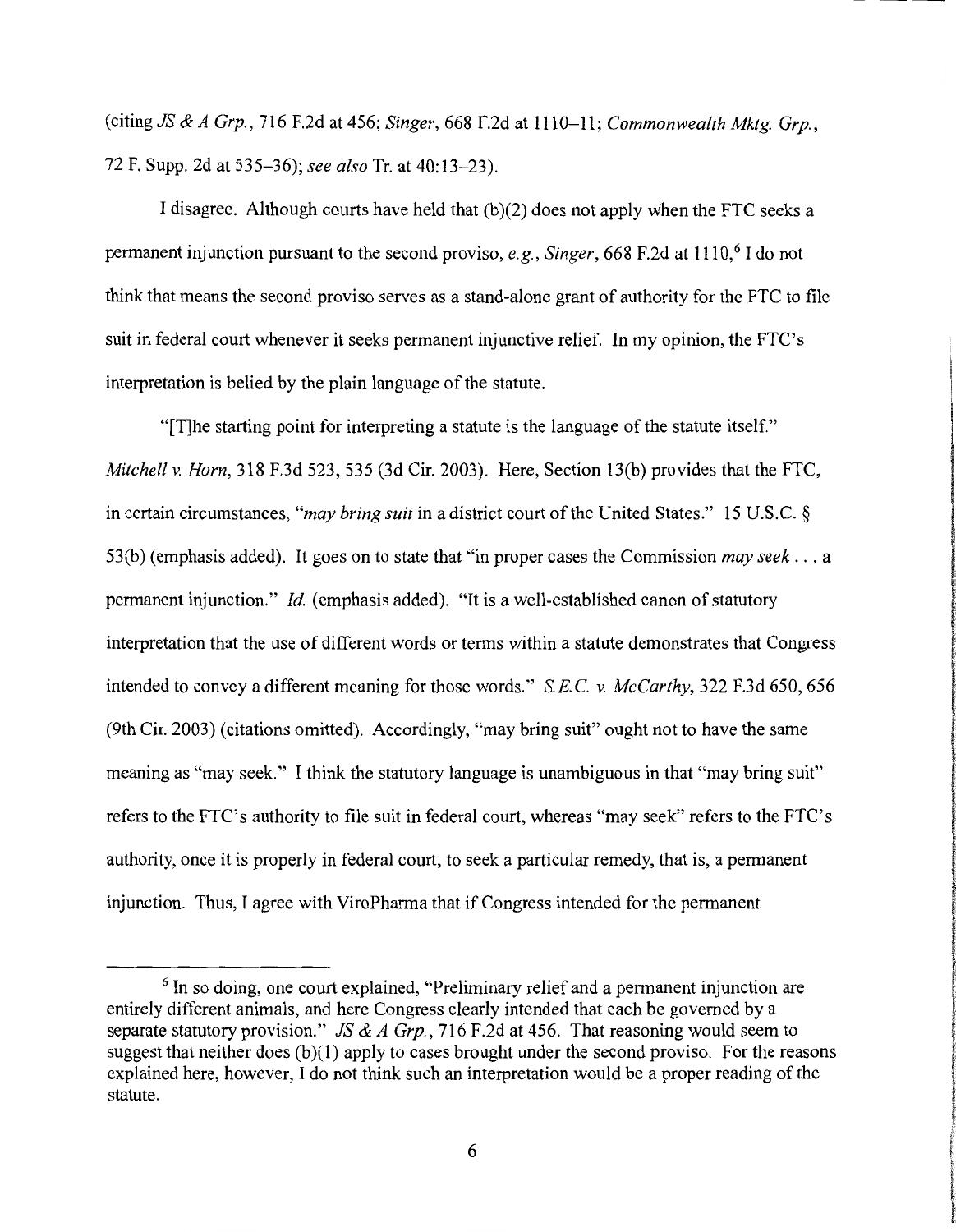(citing *JS & A Grp.*, 716 F.2d at 456; *Singer*, 668 F.2d at 1110–11; *Commonwealth Mktg. Grp.*, 72 F. Supp. 2d at 535–36); *see also* Tr. at 40:13–23).

I disagree. Although courts have held that (b)(2) does not apply when the FTC seeks a permanent injunction pursuant to the second proviso, *e.g.*, *Singer*, 668 F.2d at 1110,[6] I do not think that means the second proviso serves as a stand-alone grant of authority for the FTC to file suit in federal court whenever it seeks permanent injunctive relief. In my opinion, the FTC's interpretation is belied by the plain language of the statute.

"[T]he starting point for interpreting a statute is the language of the statute itself." *Mitchell v. Horn*, 318 F.3d 523, 535 (3d Cir. 2003). Here, Section 13(b) provides that the FTC, in certain circumstances, "*may bring suit* in a district court of the United States." 15 U.S.C. § 53(b) (emphasis added). It goes on to state that "in proper cases the Commission *may seek* . . . a permanent injunction." *Id.* (emphasis added). "It is a well-established canon of statutory interpretation that the use of different words or terms within a statute demonstrates that Congress intended to convey a different meaning for those words." *S.E.C. v. McCarthy*, 322 F.3d 650, 656 (9th Cir. 2003) (citations omitted). Accordingly, "may bring suit" ought not to have the same meaning as "may seek." I think the statutory language is unambiguous in that "may bring suit" refers to the FTC's authority to file suit in federal court, whereas "may seek" refers to the FTC's authority, once it is properly in federal court, to seek a particular remedy, that is, a permanent injunction. Thus, I agree with ViroPharma that if Congress intended for the permanent

---

[6] In so doing, one court explained, "Preliminary relief and a permanent injunction are entirely different animals, and here Congress clearly intended that each be governed by a separate statutory provision." *JS & A Grp.*, 716 F.2d at 456. That reasoning would seem to suggest that neither does (b)(1) apply to cases brought under the second proviso. For the reasons explained here, however, I do not think such an interpretation would be a proper reading of the statute.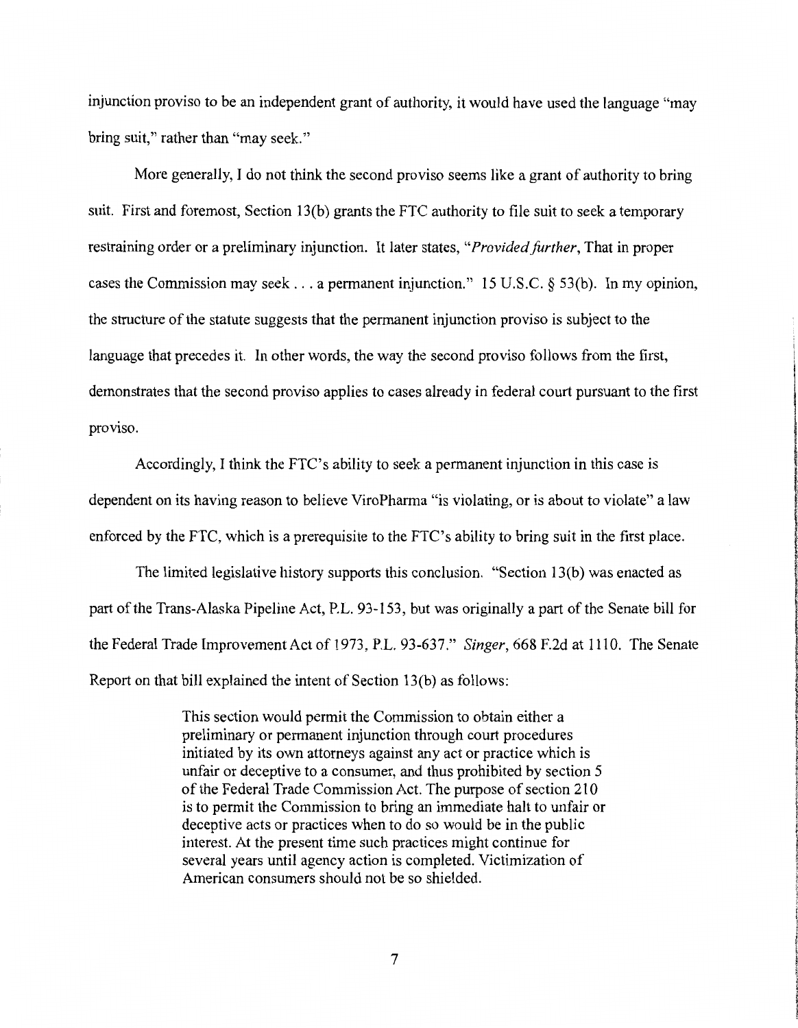injunction proviso to be an independent grant of authority, it would have used the language "may bring suit," rather than "may seek."

More generally, I do not think the second proviso seems like a grant of authority to bring suit. First and foremost, Section 13(b) grants the FTC authority to file suit to seek a temporary restraining order or a preliminary injunction. It later states, "*Provided further*, That in proper cases the Commission may seek . . . a permanent injunction." 15 U.S.C. § 53(b). In my opinion, the structure of the statute suggests that the permanent injunction proviso is subject to the language that precedes it. In other words, the way the second proviso follows from the first, demonstrates that the second proviso applies to cases already in federal court pursuant to the first proviso.

Accordingly, I think the FTC's ability to seek a permanent injunction in this case is dependent on its having reason to believe ViroPharma "is violating, or is about to violate" a law enforced by the FTC, which is a prerequisite to the FTC's ability to bring suit in the first place.

The limited legislative history supports this conclusion. "Section 13(b) was enacted as part of the Trans-Alaska Pipeline Act, P.L. 93-153, but was originally a part of the Senate bill for the Federal Trade Improvement Act of 1973, P.L. 93-637." *Singer*, 668 F.2d at 1110. The Senate Report on that bill explained the intent of Section 13(b) as follows:

> This section would permit the Commission to obtain either a preliminary or permanent injunction through court procedures initiated by its own attorneys against any act or practice which is unfair or deceptive to a consumer, and thus prohibited by section 5 of the Federal Trade Commission Act. The purpose of section 210 is to permit the Commission to bring an immediate halt to unfair or deceptive acts or practices when to do so would be in the public interest. At the present time such practices might continue for several years until agency action is completed. Victimization of American consumers should not be so shielded.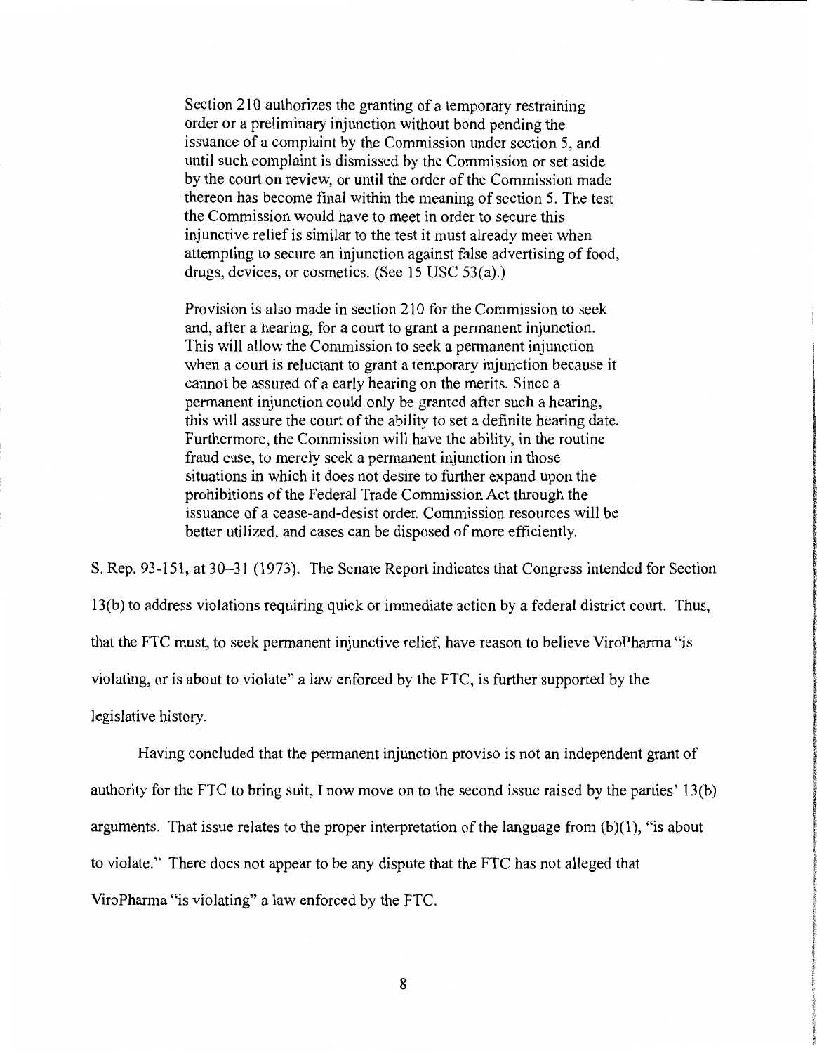> Section 210 authorizes the granting of a temporary restraining order or a preliminary injunction without bond pending the issuance of a complaint by the Commission under section 5, and until such complaint is dismissed by the Commission or set aside by the court on review, or until the order of the Commission made thereon has become final within the meaning of section 5. The test the Commission would have to meet in order to secure this injunctive relief is similar to the test it must already meet when attempting to secure an injunction against false advertising of food, drugs, devices, or cosmetics. (See 15 USC 53(a).)
>
> Provision is also made in section 210 for the Commission to seek and, after a hearing, for a court to grant a permanent injunction. This will allow the Commission to seek a permanent injunction when a court is reluctant to grant a temporary injunction because it cannot be assured of a early hearing on the merits. Since a permanent injunction could only be granted after such a hearing, this will assure the court of the ability to set a definite hearing date. Furthermore, the Commission will have the ability, in the routine fraud case, to merely seek a permanent injunction in those situations in which it does not desire to further expand upon the prohibitions of the Federal Trade Commission Act through the issuance of a cease-and-desist order. Commission resources will be better utilized, and cases can be disposed of more efficiently.

S. Rep. 93-151, at 30–31 (1973). The Senate Report indicates that Congress intended for Section 13(b) to address violations requiring quick or immediate action by a federal district court. Thus, that the FTC must, to seek permanent injunctive relief, have reason to believe ViroPharma "is violating, or is about to violate" a law enforced by the FTC, is further supported by the legislative history.

Having concluded that the permanent injunction proviso is not an independent grant of authority for the FTC to bring suit, I now move on to the second issue raised by the parties' 13(b) arguments. That issue relates to the proper interpretation of the language from (b)(1), "is about to violate." There does not appear to be any dispute that the FTC has not alleged that ViroPharma "is violating" a law enforced by the FTC.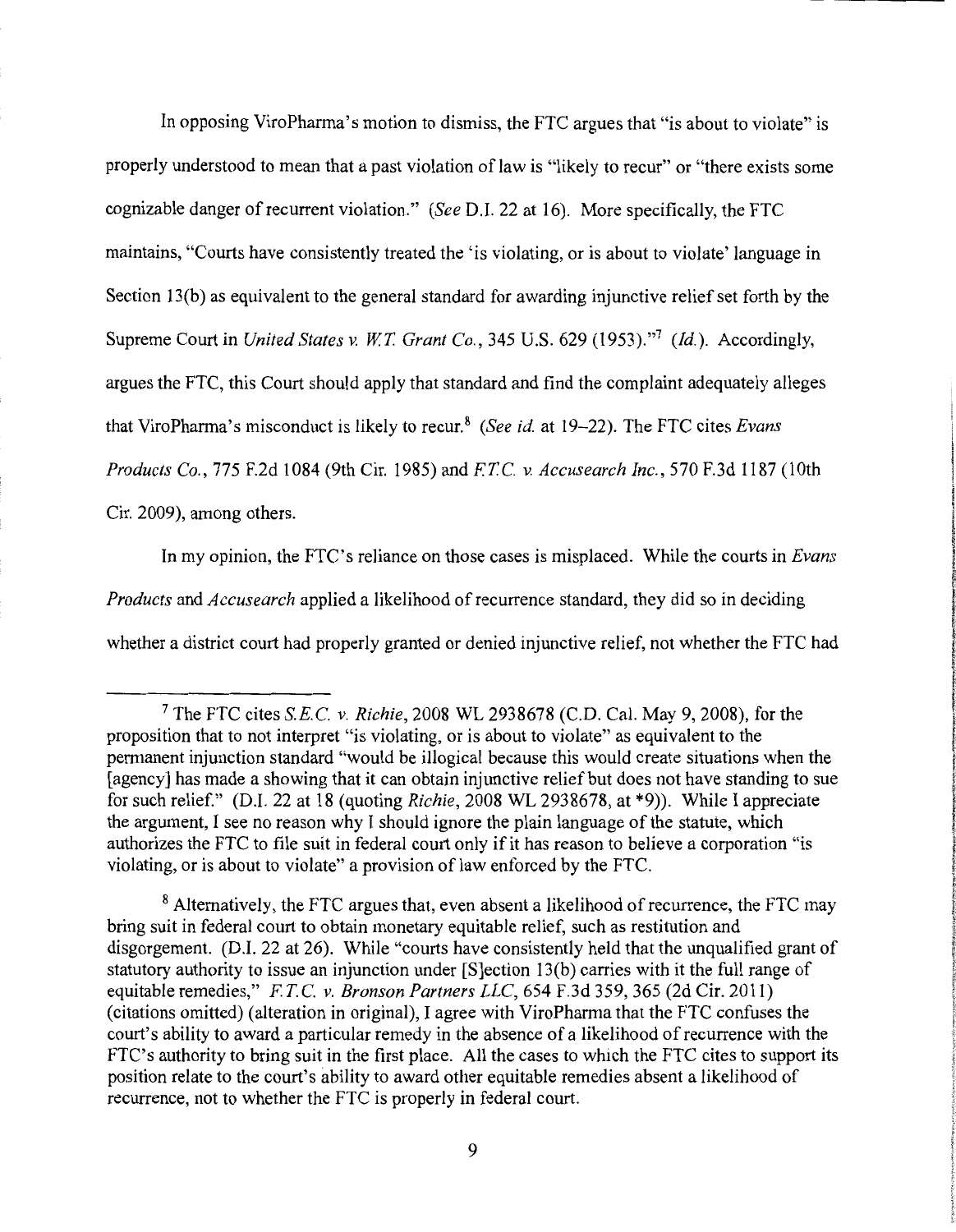In opposing ViroPharma's motion to dismiss, the FTC argues that "is about to violate" is properly understood to mean that a past violation of law is "likely to recur" or "there exists some cognizable danger of recurrent violation." (*See* D.I. 22 at 16). More specifically, the FTC maintains, "Courts have consistently treated the 'is violating, or is about to violate' language in Section 13(b) as equivalent to the general standard for awarding injunctive relief set forth by the Supreme Court in *United States v. W.T. Grant Co.*, 345 U.S. 629 (1953)."[7] (*Id.*). Accordingly, argues the FTC, this Court should apply that standard and find the complaint adequately alleges that ViroPharma's misconduct is likely to recur.[8] (*See id.* at 19–22). The FTC cites *Evans Products Co.*, 775 F.2d 1084 (9th Cir. 1985) and *F.T.C. v. Accusearch Inc.*, 570 F.3d 1187 (10th Cir. 2009), among others.

In my opinion, the FTC's reliance on those cases is misplaced. While the courts in *Evans Products* and *Accusearch* applied a likelihood of recurrence standard, they did so in deciding whether a district court had properly granted or denied injunctive relief, not whether the FTC had

---

[7] The FTC cites *S.E.C. v. Richie*, 2008 WL 2938678 (C.D. Cal. May 9, 2008), for the proposition that to not interpret "is violating, or is about to violate" as equivalent to the permanent injunction standard "would be illogical because this would create situations when the [agency] has made a showing that it can obtain injunctive relief but does not have standing to sue for such relief." (D.I. 22 at 18 (quoting *Richie*, 2008 WL 2938678, at *9)). While I appreciate the argument, I see no reason why I should ignore the plain language of the statute, which authorizes the FTC to file suit in federal court only if it has reason to believe a corporation "is violating, or is about to violate" a provision of law enforced by the FTC.

[8] Alternatively, the FTC argues that, even absent a likelihood of recurrence, the FTC may bring suit in federal court to obtain monetary equitable relief, such as restitution and disgorgement. (D.I. 22 at 26). While "courts have consistently held that the unqualified grant of statutory authority to issue an injunction under [S]ection 13(b) carries with it the full range of equitable remedies," *F.T.C. v. Bronson Partners LLC*, 654 F.3d 359, 365 (2d Cir. 2011) (citations omitted) (alteration in original), I agree with ViroPharma that the FTC confuses the court's ability to award a particular remedy in the absence of a likelihood of recurrence with the FTC's authority to bring suit in the first place. All the cases to which the FTC cites to support its position relate to the court's ability to award other equitable remedies absent a likelihood of recurrence, not to whether the FTC is properly in federal court.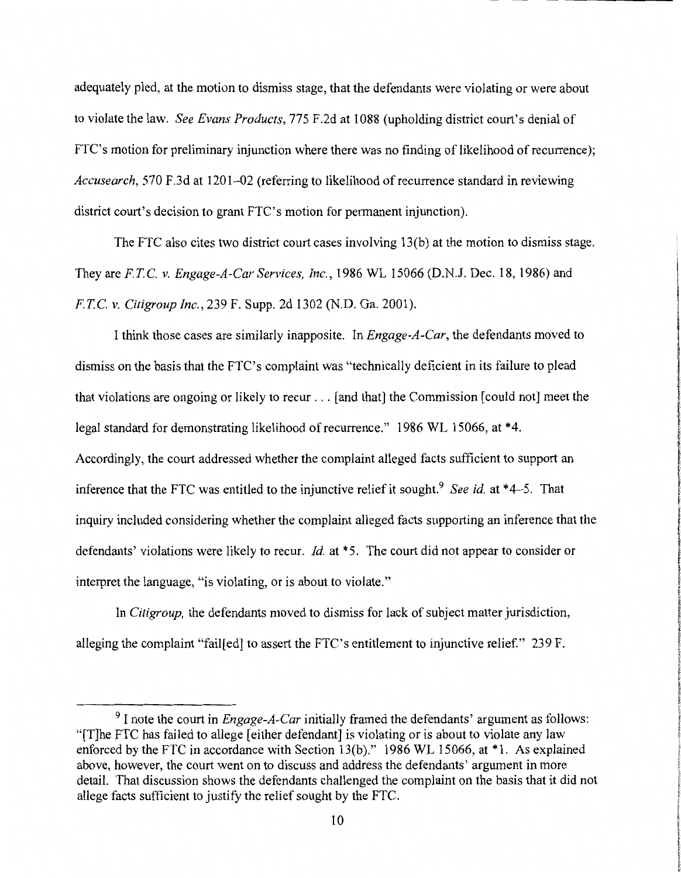adequately pled, at the motion to dismiss stage, that the defendants were violating or were about to violate the law. *See Evans Products*, 775 F.2d at 1088 (upholding district court's denial of FTC's motion for preliminary injunction where there was no finding of likelihood of recurrence); *Accusearch*, 570 F.3d at 1201–02 (referring to likelihood of recurrence standard in reviewing district court's decision to grant FTC's motion for permanent injunction).

The FTC also cites two district court cases involving 13(b) at the motion to dismiss stage. They are *F.T.C. v. Engage-A-Car Services, Inc.*, 1986 WL 15066 (D.N.J. Dec. 18, 1986) and *F.T.C. v. Citigroup Inc.*, 239 F. Supp. 2d 1302 (N.D. Ga. 2001).

I think those cases are similarly inapposite. In *Engage-A-Car*, the defendants moved to dismiss on the basis that the FTC's complaint was "technically deficient in its failure to plead that violations are ongoing or likely to recur . . . [and that] the Commission [could not] meet the legal standard for demonstrating likelihood of recurrence." 1986 WL 15066, at *4. Accordingly, the court addressed whether the complaint alleged facts sufficient to support an inference that the FTC was entitled to the injunctive relief it sought.[9] *See id.* at *4–5. That inquiry included considering whether the complaint alleged facts supporting an inference that the defendants' violations were likely to recur. *Id.* at *5. The court did not appear to consider or interpret the language, "is violating, or is about to violate."

In *Citigroup*, the defendants moved to dismiss for lack of subject matter jurisdiction, alleging the complaint "fail[ed] to assert the FTC's entitlement to injunctive relief." 239 F.

---

[9] I note the court in *Engage-A-Car* initially framed the defendants' argument as follows: "[T]he FTC has failed to allege [either defendant] is violating or is about to violate any law enforced by the FTC in accordance with Section 13(b)." 1986 WL 15066, at *1. As explained above, however, the court went on to discuss and address the defendants' argument in more detail. That discussion shows the defendants challenged the complaint on the basis that it did not allege facts sufficient to justify the relief sought by the FTC.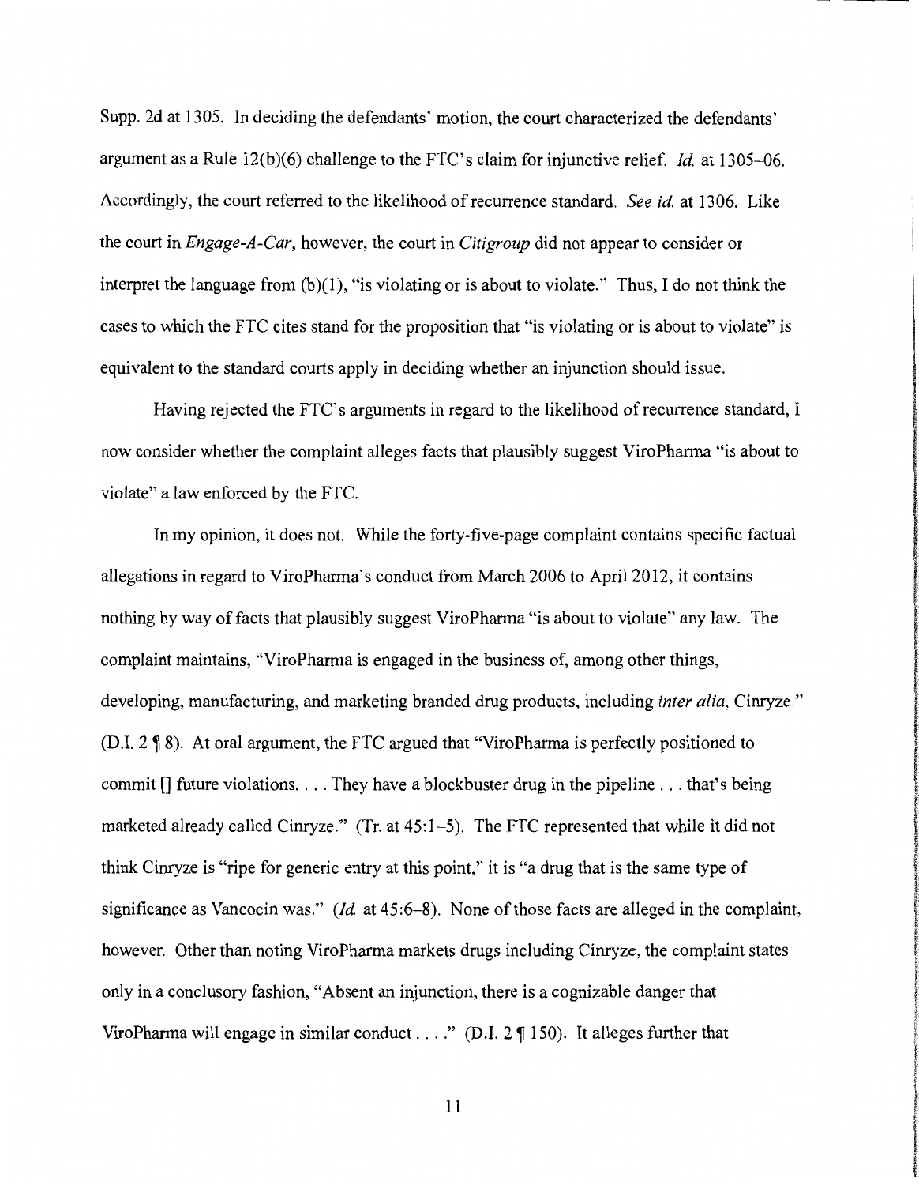Supp. 2d at 1305. In deciding the defendants' motion, the court characterized the defendants' argument as a Rule 12(b)(6) challenge to the FTC's claim for injunctive relief. *Id.* at 1305–06. Accordingly, the court referred to the likelihood of recurrence standard. *See id.* at 1306. Like the court in *Engage-A-Car*, however, the court in *Citigroup* did not appear to consider or interpret the language from (b)(1), "is violating or is about to violate." Thus, I do not think the cases to which the FTC cites stand for the proposition that "is violating or is about to violate" is equivalent to the standard courts apply in deciding whether an injunction should issue.

Having rejected the FTC's arguments in regard to the likelihood of recurrence standard, I now consider whether the complaint alleges facts that plausibly suggest ViroPharma "is about to violate" a law enforced by the FTC.

In my opinion, it does not. While the forty-five-page complaint contains specific factual allegations in regard to ViroPharma's conduct from March 2006 to April 2012, it contains nothing by way of facts that plausibly suggest ViroPharma "is about to violate" any law. The complaint maintains, "ViroPharma is engaged in the business of, among other things, developing, manufacturing, and marketing branded drug products, including *inter alia*, Cinryze." (D.I. 2 ¶ 8). At oral argument, the FTC argued that "ViroPharma is perfectly positioned to commit [] future violations. . . . They have a blockbuster drug in the pipeline . . . that's being marketed already called Cinryze." (Tr. at 45:1–5). The FTC represented that while it did not think Cinryze is "ripe for generic entry at this point," it is "a drug that is the same type of significance as Vancocin was." (*Id.* at 45:6–8). None of those facts are alleged in the complaint, however. Other than noting ViroPharma markets drugs including Cinryze, the complaint states only in a conclusory fashion, "Absent an injunction, there is a cognizable danger that ViroPharma will engage in similar conduct . . . ." (D.I. 2 ¶ 150). It alleges further that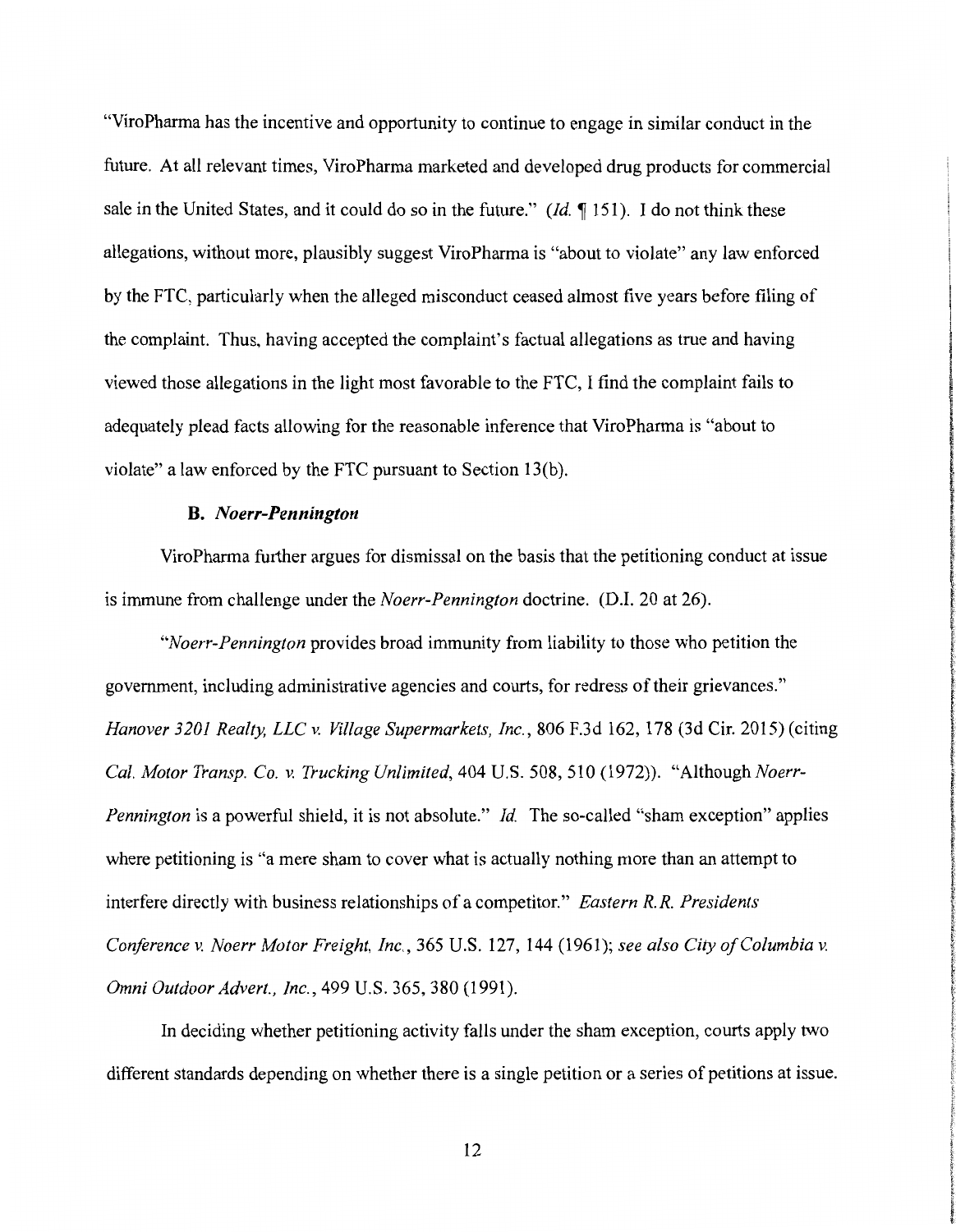"ViroPharma has the incentive and opportunity to continue to engage in similar conduct in the future. At all relevant times, ViroPharma marketed and developed drug products for commercial sale in the United States, and it could do so in the future." (*Id.* ¶ 151). I do not think these allegations, without more, plausibly suggest ViroPharma is "about to violate" any law enforced by the FTC, particularly when the alleged misconduct ceased almost five years before filing of the complaint. Thus, having accepted the complaint's factual allegations as true and having viewed those allegations in the light most favorable to the FTC, I find the complaint fails to adequately plead facts allowing for the reasonable inference that ViroPharma is "about to violate" a law enforced by the FTC pursuant to Section 13(b).

### B. *Noerr-Pennington*

ViroPharma further argues for dismissal on the basis that the petitioning conduct at issue is immune from challenge under the *Noerr-Pennington* doctrine. (D.I. 20 at 26).

"*Noerr-Pennington* provides broad immunity from liability to those who petition the government, including administrative agencies and courts, for redress of their grievances." *Hanover 3201 Realty, LLC v. Village Supermarkets, Inc.*, 806 F.3d 162, 178 (3d Cir. 2015) (citing *Cal. Motor Transp. Co. v. Trucking Unlimited*, 404 U.S. 508, 510 (1972)). "Although *Noerr-Pennington* is a powerful shield, it is not absolute." *Id.* The so-called "sham exception" applies where petitioning is "a mere sham to cover what is actually nothing more than an attempt to interfere directly with business relationships of a competitor." *Eastern R.R. Presidents Conference v. Noerr Motor Freight, Inc.*, 365 U.S. 127, 144 (1961); *see also City of Columbia v. Omni Outdoor Advert., Inc.*, 499 U.S. 365, 380 (1991).

In deciding whether petitioning activity falls under the sham exception, courts apply two different standards depending on whether there is a single petition or a series of petitions at issue.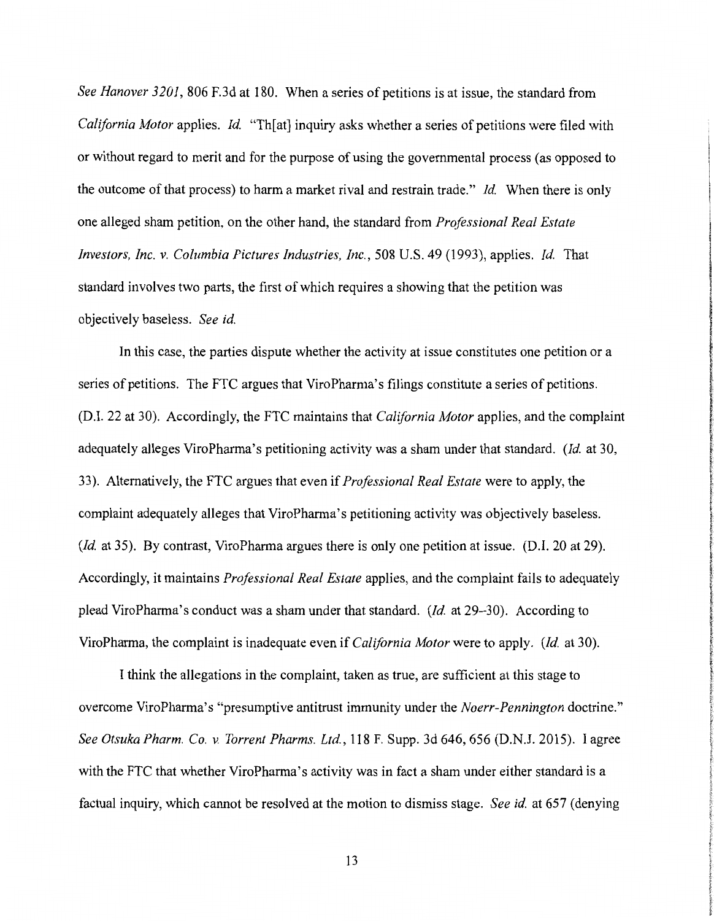*See Hanover 3201*, 806 F.3d at 180. When a series of petitions is at issue, the standard from *California Motor* applies. *Id.* "Th[at] inquiry asks whether a series of petitions were filed with or without regard to merit and for the purpose of using the governmental process (as opposed to the outcome of that process) to harm a market rival and restrain trade." *Id.* When there is only one alleged sham petition, on the other hand, the standard from *Professional Real Estate Investors, Inc. v. Columbia Pictures Industries, Inc.*, 508 U.S. 49 (1993), applies. *Id.* That standard involves two parts, the first of which requires a showing that the petition was objectively baseless. *See id.*

In this case, the parties dispute whether the activity at issue constitutes one petition or a series of petitions. The FTC argues that ViroPharma's filings constitute a series of petitions. (D.I. 22 at 30). Accordingly, the FTC maintains that *California Motor* applies, and the complaint adequately alleges ViroPharma's petitioning activity was a sham under that standard. (*Id.* at 30, 33). Alternatively, the FTC argues that even if *Professional Real Estate* were to apply, the complaint adequately alleges that ViroPharma's petitioning activity was objectively baseless. (*Id.* at 35). By contrast, ViroPharma argues there is only one petition at issue. (D.I. 20 at 29). Accordingly, it maintains *Professional Real Estate* applies, and the complaint fails to adequately plead ViroPharma's conduct was a sham under that standard. (*Id.* at 29–30). According to ViroPharma, the complaint is inadequate even if *California Motor* were to apply. (*Id.* at 30).

I think the allegations in the complaint, taken as true, are sufficient at this stage to overcome ViroPharma's "presumptive antitrust immunity under the *Noerr-Pennington* doctrine." *See Otsuka Pharm. Co. v. Torrent Pharms. Ltd.*, 118 F. Supp. 3d 646, 656 (D.N.J. 2015). I agree with the FTC that whether ViroPharma's activity was in fact a sham under either standard is a factual inquiry, which cannot be resolved at the motion to dismiss stage. *See id.* at 657 (denying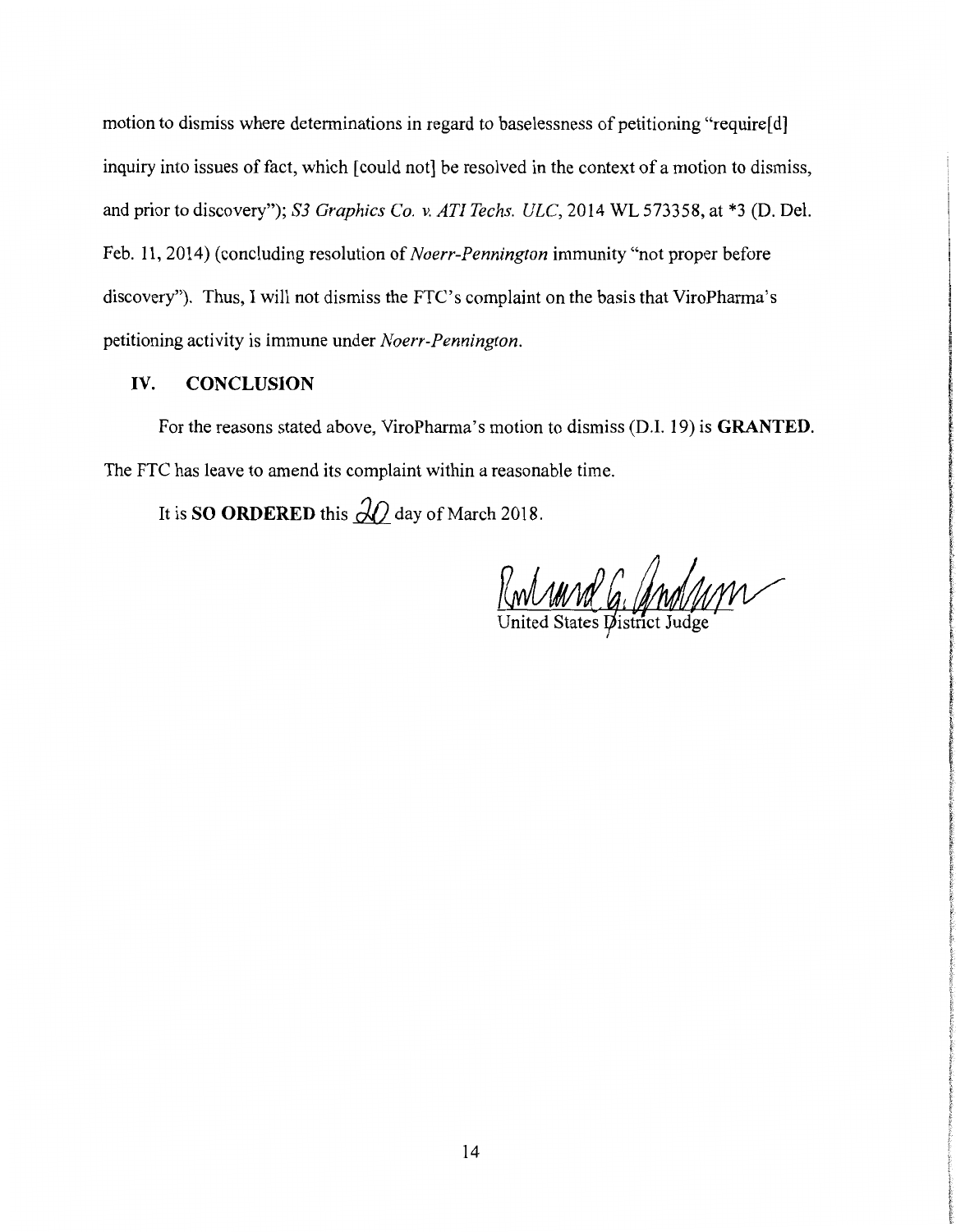motion to dismiss where determinations in regard to baselessness of petitioning "require[d] inquiry into issues of fact, which [could not] be resolved in the context of a motion to dismiss, and prior to discovery"); *S3 Graphics Co. v. ATI Techs. ULC*, 2014 WL 573358, at *3 (D. Del. Feb. 11, 2014) (concluding resolution of *Noerr-Pennington* immunity "not proper before discovery"). Thus, I will not dismiss the FTC's complaint on the basis that ViroPharma's petitioning activity is immune under *Noerr-Pennington*.

## IV. CONCLUSION

For the reasons stated above, ViroPharma's motion to dismiss (D.I. 19) is **GRANTED**. The FTC has leave to amend its complaint within a reasonable time.

It is **SO ORDERED** this 20 day of March 2018.

United States District Judge